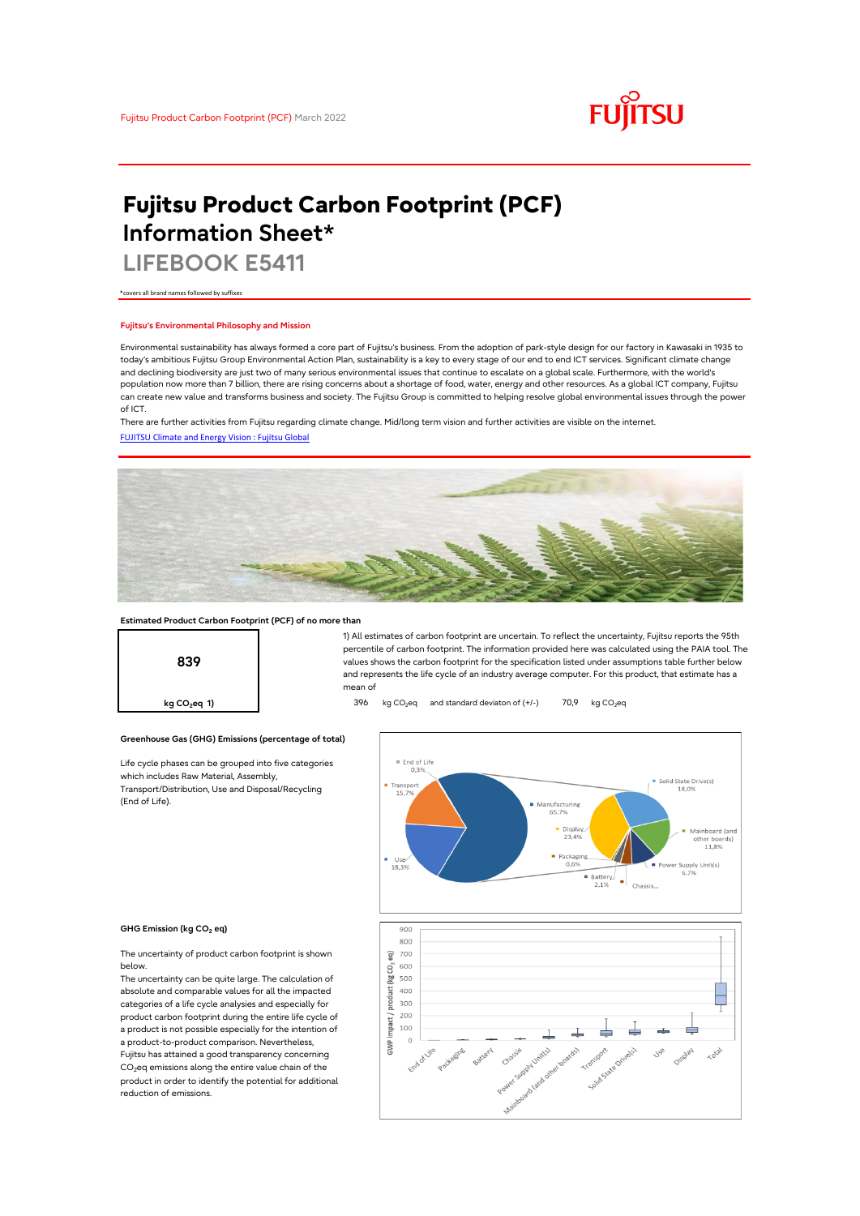Fujitsu Product Carbon Footprint (PCF) March 2022

# Fujitsu Product Carbon Footprint (PCF) Information Sheet*

## LIFEBOOK E5411

*covers all brand names followed by suffixes

### Fujitsu's Environmental Philosophy and Mission

Environmental sustainability has always formed a core part of Fujitsu's business. From the adoption of park-style design for our factory in Kawasaki in 1935 to today's ambitious Fujitsu Group Environmental Action Plan, sustainability is a key to every stage of our end to end ICT services. Significant climate change and declining biodiversity are just two of many serious environmental issues that continue to escalate on a global scale. Furthermore, with the world's population now more than 7 billion, there are rising concerns about a shortage of food, water, energy and other resources. As a global ICT company, Fujitsu can create new value and transforms business and society. The Fujitsu Group is committed to helping resolve global environmental issues through the power of ICT.

There are further activities from Fujitsu regarding climate change. Mid/long term vision and further activities are visible on the internet.

[FUJITSU Climate and Energy Vision : Fujitsu Global]

### Estimated Product Carbon Footprint (PCF) of no more than

**839**

kg $CO_2$eq 1)

1) All estimates of carbon footprint are uncertain. To reflect the uncertainty, Fujitsu reports the 95th percentile of carbon footprint. The information provided here was calculated using the PAIA tool. The values shows the carbon footprint for the specification listed under assumptions table further below and represents the life cycle of an industry average computer. For this product, that estimate has a mean of 396 kg $CO_2$eq and standard deviaton of (+/-) 70,9 kg $CO_2$eq

### Greenhouse Gas (GHG) Emissions (percentage of total)

Life cycle phases can be grouped into five categories which includes Raw Material, Assembly, Transport/Distribution, Use and Disposal/Recycling (End of Life).

End of Life 0,3%; Transport 15,7%; Use 18,3%; Manufacturing 65,7%; Solid State Drive(s) 18,0%; Display 23,4%; Mainboard (and other boards) 11,8%; Packaging 0,6%; Power Supply Unit(s) 6,7%; Battery 2,1%; Chassis...

### GHG Emission (kg $CO_2$ eq)

The uncertainty of product carbon footprint is shown below.

The uncertainty can be quite large. The calculation of absolute and comparable values for all the impacted categories of a life cycle analysies and especially for product carbon footprint during the entire life cycle of a product is not possible especially for the intention of a product-to-product comparison. Nevertheless, Fujitsu has attained a good transparency concerning $CO_2$eq emissions along the entire value chain of the product in order to identify the potential for additional reduction of emissions.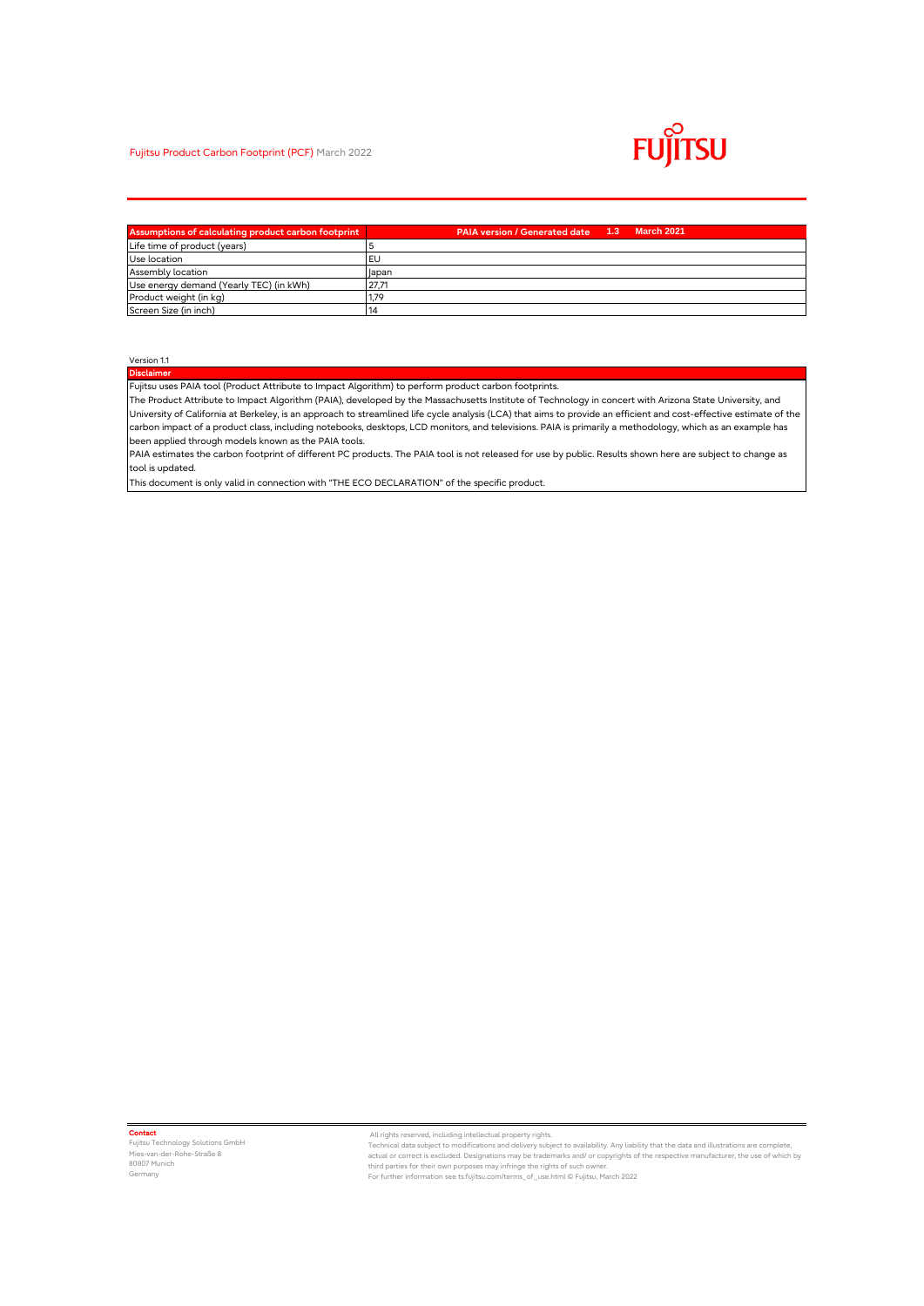Fujitsu Product Carbon Footprint (PCF) March 2022

FUJITSU

| Assumptions of calculating product carbon footprint | PAIA version / Generated date 1.3 March 2021 |
| --- | --- |
| Life time of product (years) | 5 |
| Use location | EU |
| Assembly location | Japan |
| Use energy demand (Yearly TEC) (in kWh) | 27,71 |
| Product weight (in kg) | 1,79 |
| Screen Size (in inch) | 14 |

Version 1.1

**Disclaimer**

Fujitsu uses PAIA tool (Product Attribute to Impact Algorithm) to perform product carbon footprints.

The Product Attribute to Impact Algorithm (PAIA), developed by the Massachusetts Institute of Technology in concert with Arizona State University, and University of California at Berkeley, is an approach to streamlined life cycle analysis (LCA) that aims to provide an efficient and cost-effective estimate of the carbon impact of a product class, including notebooks, desktops, LCD monitors, and televisions. PAIA is primarily a methodology, which as an example has been applied through models known as the PAIA tools.

PAIA estimates the carbon footprint of different PC products. The PAIA tool is not released for use by public. Results shown here are subject to change as tool is updated.

This document is only valid in connection with "THE ECO DECLARATION" of the specific product.

**Contact**
Fujitsu Technology Solutions GmbH
Mies-van-der-Rohe-Straße 8
80807 Munich
Germany

All rights reserved, including intellectual property rights.
Technical data subject to modifications and delivery subject to availability. Any liability that the data and illustrations are complete, actual or correct is excluded. Designations may be trademarks and/ or copyrights of the respective manufacturer, the use of which by third parties for their own purposes may infringe the rights of such owner.
For further information see ts.fujitsu.com/terms_of_use.html © Fujitsu, March 2022